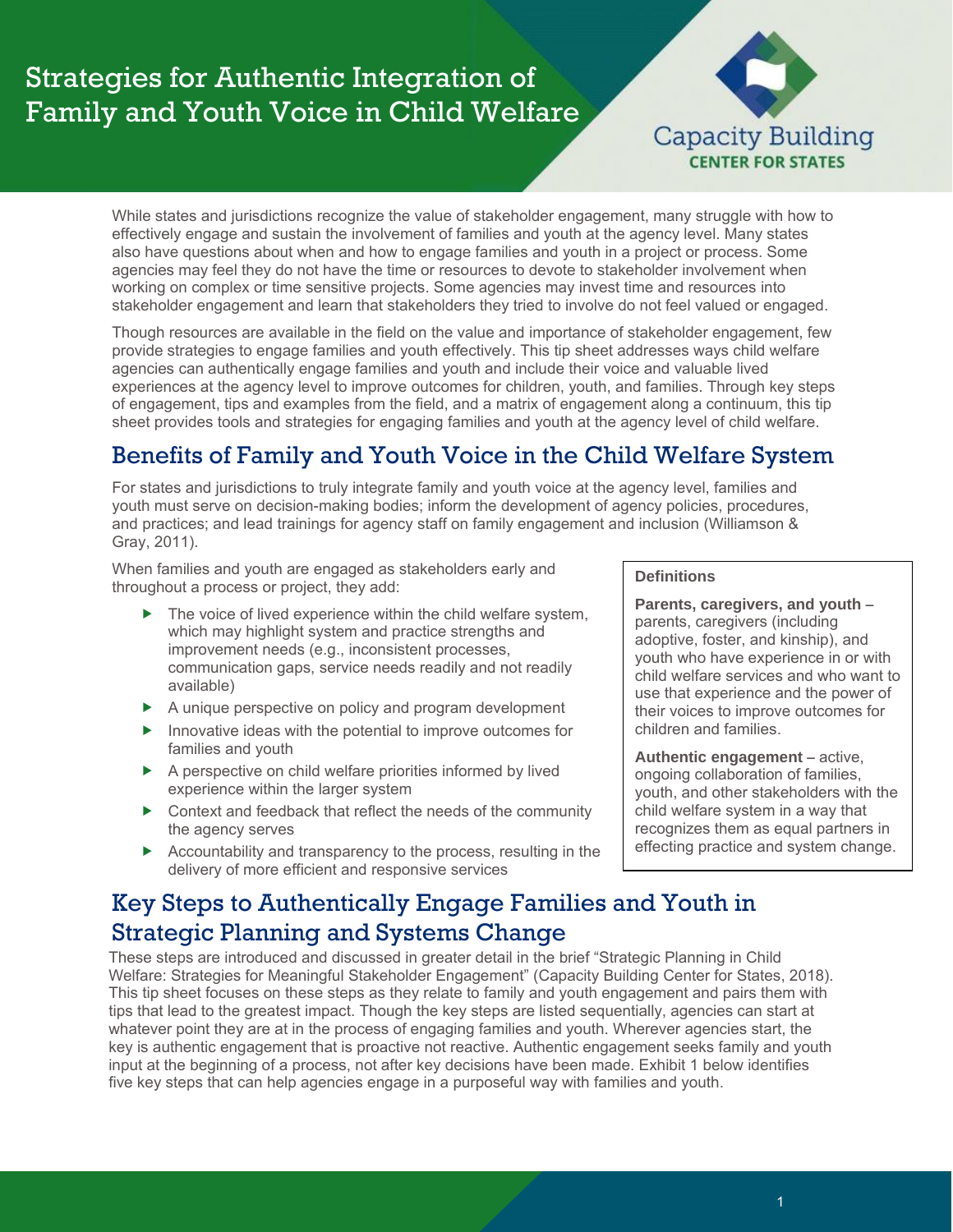# Strategies for Authentic Integration of Family and Youth Voice in Child Welfare

Capacity Building CENTER FOR STATES

While states and jurisdictions recognize the value of stakeholder engagement, many struggle with how to effectively engage and sustain the involvement of families and youth at the agency level. Many states also have questions about when and how to engage families and youth in a project or process. Some agencies may feel they do not have the time or resources to devote to stakeholder involvement when working on complex or time sensitive projects. Some agencies may invest time and resources into stakeholder engagement and learn that stakeholders they tried to involve do not feel valued or engaged.

Though resources are available in the field on the value and importance of stakeholder engagement, few provide strategies to engage families and youth effectively. This tip sheet addresses ways child welfare agencies can authentically engage families and youth and include their voice and valuable lived experiences at the agency level to improve outcomes for children, youth, and families. Through key steps of engagement, tips and examples from the field, and a matrix of engagement along a continuum, this tip sheet provides tools and strategies for engaging families and youth at the agency level of child welfare.

## Benefits of Family and Youth Voice in the Child Welfare System

For states and jurisdictions to truly integrate family and youth voice at the agency level, families and youth must serve on decision-making bodies; inform the development of agency policies, procedures, and practices; and lead trainings for agency staff on family engagement and inclusion (Williamson & Gray, 2011).

When families and youth are engaged as stakeholders early and throughout a process or project, they add:

- The voice of lived experience within the child welfare system, which may highlight system and practice strengths and improvement needs (e.g., inconsistent processes, communication gaps, service needs readily and not readily available)
- A unique perspective on policy and program development
- Innovative ideas with the potential to improve outcomes for families and youth
- A perspective on child welfare priorities informed by lived experience within the larger system
- Context and feedback that reflect the needs of the community the agency serves
- Accountability and transparency to the process, resulting in the delivery of more efficient and responsive services

**Definitions**

**Parents, caregivers, and youth** – parents, caregivers (including adoptive, foster, and kinship), and youth who have experience in or with child welfare services and who want to use that experience and the power of their voices to improve outcomes for children and families.

**Authentic engagement** – active, ongoing collaboration of families, youth, and other stakeholders with the child welfare system in a way that recognizes them as equal partners in effecting practice and system change.

## Key Steps to Authentically Engage Families and Youth in Strategic Planning and Systems Change

These steps are introduced and discussed in greater detail in the brief "Strategic Planning in Child Welfare: Strategies for Meaningful Stakeholder Engagement" (Capacity Building Center for States, 2018). This tip sheet focuses on these steps as they relate to family and youth engagement and pairs them with tips that lead to the greatest impact. Though the key steps are listed sequentially, agencies can start at whatever point they are at in the process of engaging families and youth. Wherever agencies start, the key is authentic engagement that is proactive not reactive. Authentic engagement seeks family and youth input at the beginning of a process, not after key decisions have been made. Exhibit 1 below identifies five key steps that can help agencies engage in a purposeful way with families and youth.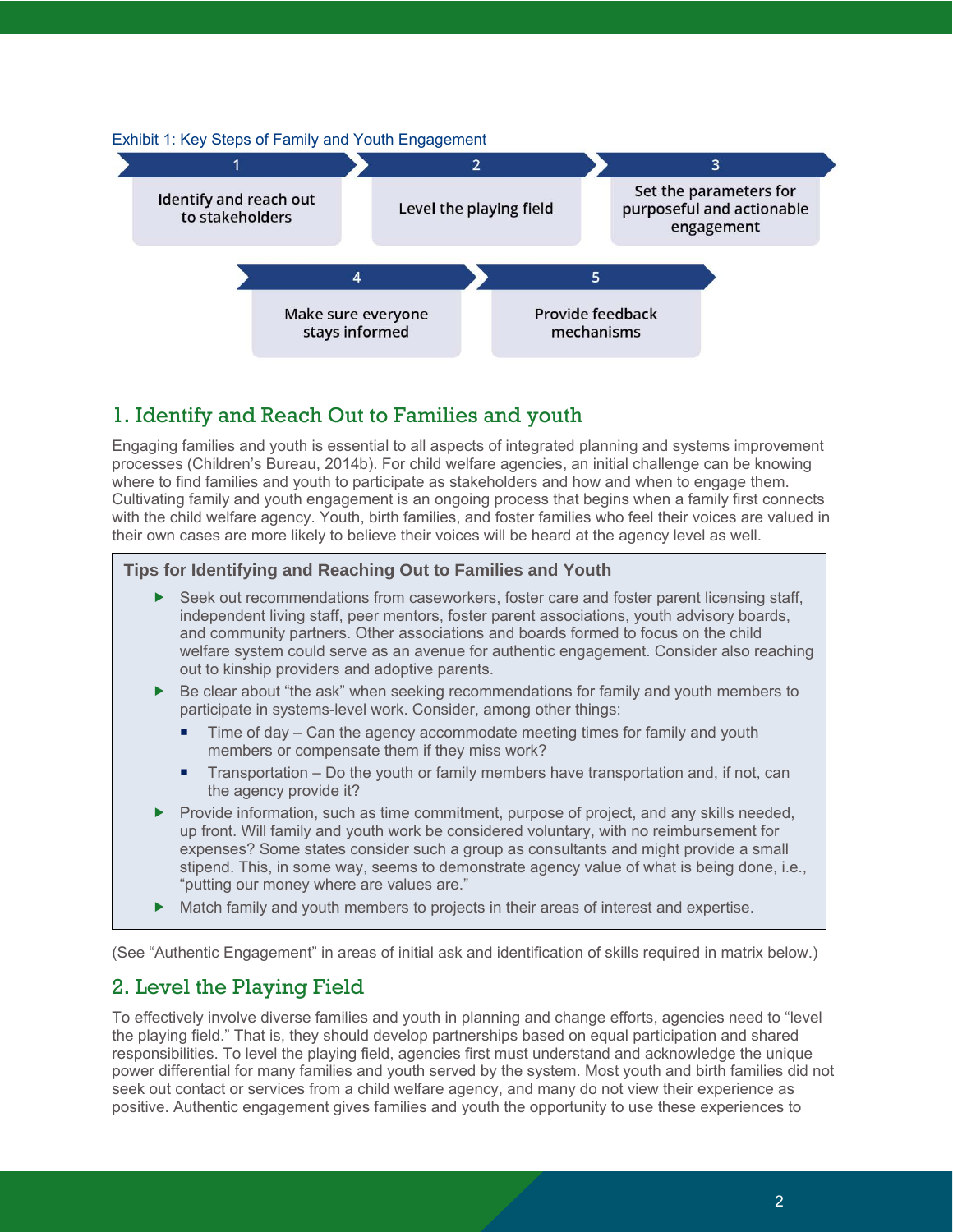Exhibit 1: Key Steps of Family and Youth Engagement

1. Identify and reach out to stakeholders
2. Level the playing field
3. Set the parameters for purposeful and actionable engagement
4. Make sure everyone stays informed
5. Provide feedback mechanisms

## 1. Identify and Reach Out to Families and youth

Engaging families and youth is essential to all aspects of integrated planning and systems improvement processes (Children's Bureau, 2014b). For child welfare agencies, an initial challenge can be knowing where to find families and youth to participate as stakeholders and how and when to engage them. Cultivating family and youth engagement is an ongoing process that begins when a family first connects with the child welfare agency. Youth, birth families, and foster families who feel their voices are valued in their own cases are more likely to believe their voices will be heard at the agency level as well.

**Tips for Identifying and Reaching Out to Families and Youth**

- Seek out recommendations from caseworkers, foster care and foster parent licensing staff, independent living staff, peer mentors, foster parent associations, youth advisory boards, and community partners. Other associations and boards formed to focus on the child welfare system could serve as an avenue for authentic engagement. Consider also reaching out to kinship providers and adoptive parents.
- Be clear about "the ask" when seeking recommendations for family and youth members to participate in systems-level work. Consider, among other things:
  - Time of day – Can the agency accommodate meeting times for family and youth members or compensate them if they miss work?
  - Transportation – Do the youth or family members have transportation and, if not, can the agency provide it?
- Provide information, such as time commitment, purpose of project, and any skills needed, up front. Will family and youth work be considered voluntary, with no reimbursement for expenses? Some states consider such a group as consultants and might provide a small stipend. This, in some way, seems to demonstrate agency value of what is being done, i.e., "putting our money where are values are."
- Match family and youth members to projects in their areas of interest and expertise.

(See "Authentic Engagement" in areas of initial ask and identification of skills required in matrix below.)

## 2. Level the Playing Field

To effectively involve diverse families and youth in planning and change efforts, agencies need to "level the playing field." That is, they should develop partnerships based on equal participation and shared responsibilities. To level the playing field, agencies first must understand and acknowledge the unique power differential for many families and youth served by the system. Most youth and birth families did not seek out contact or services from a child welfare agency, and many do not view their experience as positive. Authentic engagement gives families and youth the opportunity to use these experiences to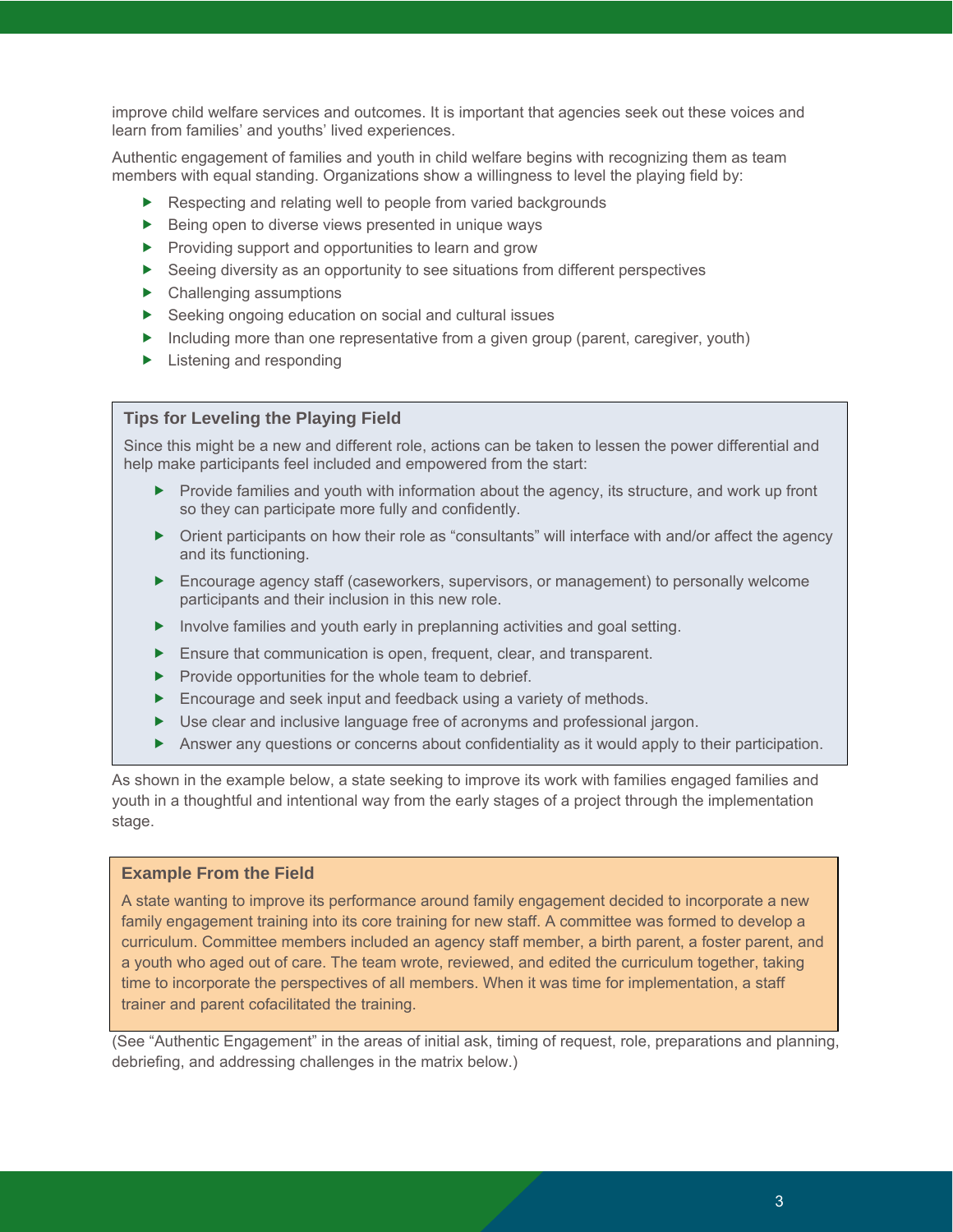improve child welfare services and outcomes. It is important that agencies seek out these voices and learn from families' and youths' lived experiences.

Authentic engagement of families and youth in child welfare begins with recognizing them as team members with equal standing. Organizations show a willingness to level the playing field by:

- Respecting and relating well to people from varied backgrounds
- Being open to diverse views presented in unique ways
- Providing support and opportunities to learn and grow
- Seeing diversity as an opportunity to see situations from different perspectives
- Challenging assumptions
- Seeking ongoing education on social and cultural issues
- Including more than one representative from a given group (parent, caregiver, youth)
- Listening and responding

### Tips for Leveling the Playing Field

Since this might be a new and different role, actions can be taken to lessen the power differential and help make participants feel included and empowered from the start:

- Provide families and youth with information about the agency, its structure, and work up front so they can participate more fully and confidently.
- Orient participants on how their role as "consultants" will interface with and/or affect the agency and its functioning.
- Encourage agency staff (caseworkers, supervisors, or management) to personally welcome participants and their inclusion in this new role.
- Involve families and youth early in preplanning activities and goal setting.
- Ensure that communication is open, frequent, clear, and transparent.
- Provide opportunities for the whole team to debrief.
- Encourage and seek input and feedback using a variety of methods.
- Use clear and inclusive language free of acronyms and professional jargon.
- Answer any questions or concerns about confidentiality as it would apply to their participation.

As shown in the example below, a state seeking to improve its work with families engaged families and youth in a thoughtful and intentional way from the early stages of a project through the implementation stage.

### Example From the Field

A state wanting to improve its performance around family engagement decided to incorporate a new family engagement training into its core training for new staff. A committee was formed to develop a curriculum. Committee members included an agency staff member, a birth parent, a foster parent, and a youth who aged out of care. The team wrote, reviewed, and edited the curriculum together, taking time to incorporate the perspectives of all members. When it was time for implementation, a staff trainer and parent cofacilitated the training.

(See "Authentic Engagement" in the areas of initial ask, timing of request, role, preparations and planning, debriefing, and addressing challenges in the matrix below.)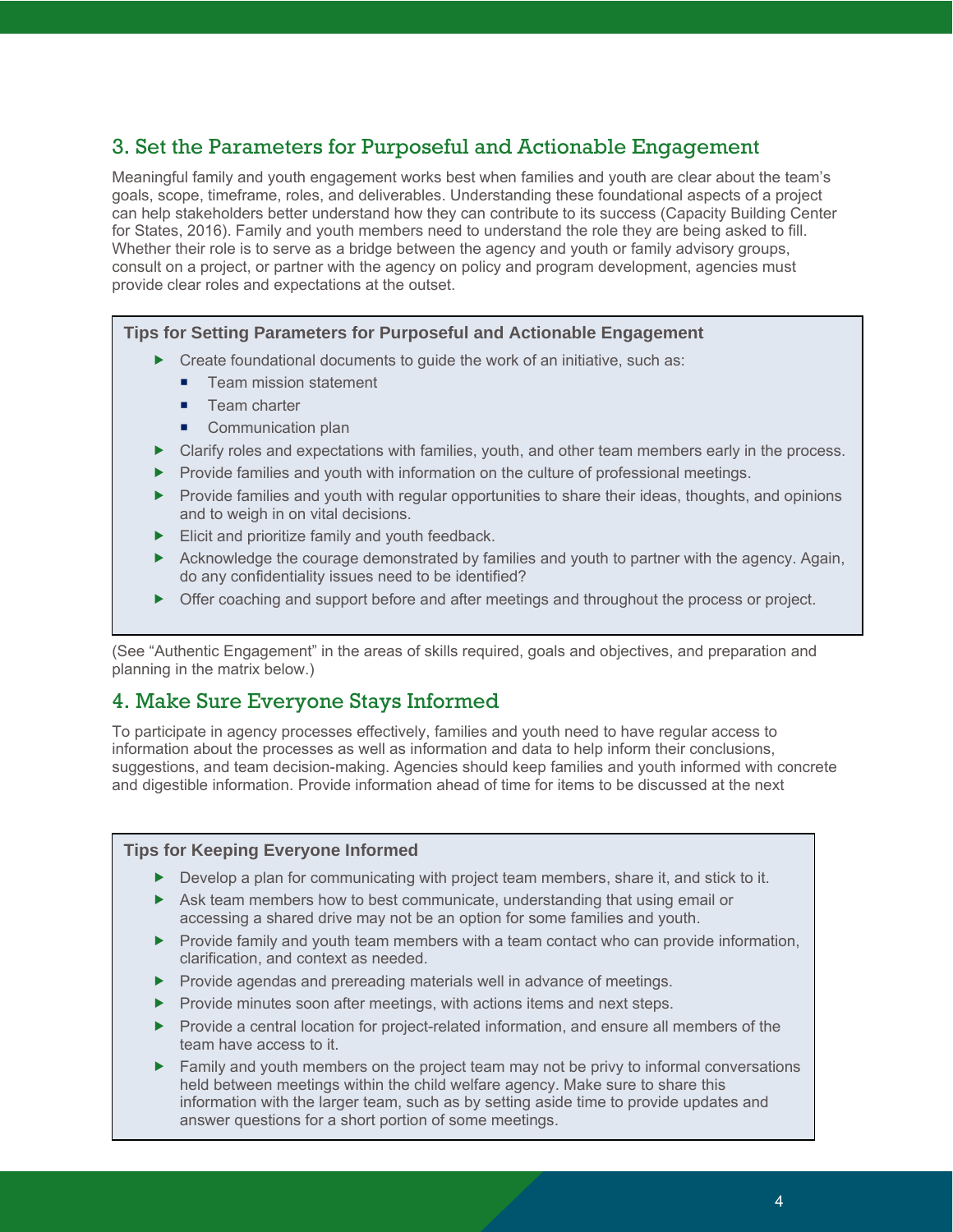## 3. Set the Parameters for Purposeful and Actionable Engagement

Meaningful family and youth engagement works best when families and youth are clear about the team's goals, scope, timeframe, roles, and deliverables. Understanding these foundational aspects of a project can help stakeholders better understand how they can contribute to its success (Capacity Building Center for States, 2016). Family and youth members need to understand the role they are being asked to fill. Whether their role is to serve as a bridge between the agency and youth or family advisory groups, consult on a project, or partner with the agency on policy and program development, agencies must provide clear roles and expectations at the outset.

**Tips for Setting Parameters for Purposeful and Actionable Engagement**

- Create foundational documents to guide the work of an initiative, such as:
  - Team mission statement
  - Team charter
  - Communication plan
- Clarify roles and expectations with families, youth, and other team members early in the process.
- Provide families and youth with information on the culture of professional meetings.
- Provide families and youth with regular opportunities to share their ideas, thoughts, and opinions and to weigh in on vital decisions.
- Elicit and prioritize family and youth feedback.
- Acknowledge the courage demonstrated by families and youth to partner with the agency. Again, do any confidentiality issues need to be identified?
- Offer coaching and support before and after meetings and throughout the process or project.

(See "Authentic Engagement" in the areas of skills required, goals and objectives, and preparation and planning in the matrix below.)

## 4. Make Sure Everyone Stays Informed

To participate in agency processes effectively, families and youth need to have regular access to information about the processes as well as information and data to help inform their conclusions, suggestions, and team decision-making. Agencies should keep families and youth informed with concrete and digestible information. Provide information ahead of time for items to be discussed at the next

**Tips for Keeping Everyone Informed**

- Develop a plan for communicating with project team members, share it, and stick to it.
- Ask team members how to best communicate, understanding that using email or accessing a shared drive may not be an option for some families and youth.
- Provide family and youth team members with a team contact who can provide information, clarification, and context as needed.
- Provide agendas and prereading materials well in advance of meetings.
- Provide minutes soon after meetings, with actions items and next steps.
- Provide a central location for project-related information, and ensure all members of the team have access to it.
- Family and youth members on the project team may not be privy to informal conversations held between meetings within the child welfare agency. Make sure to share this information with the larger team, such as by setting aside time to provide updates and answer questions for a short portion of some meetings.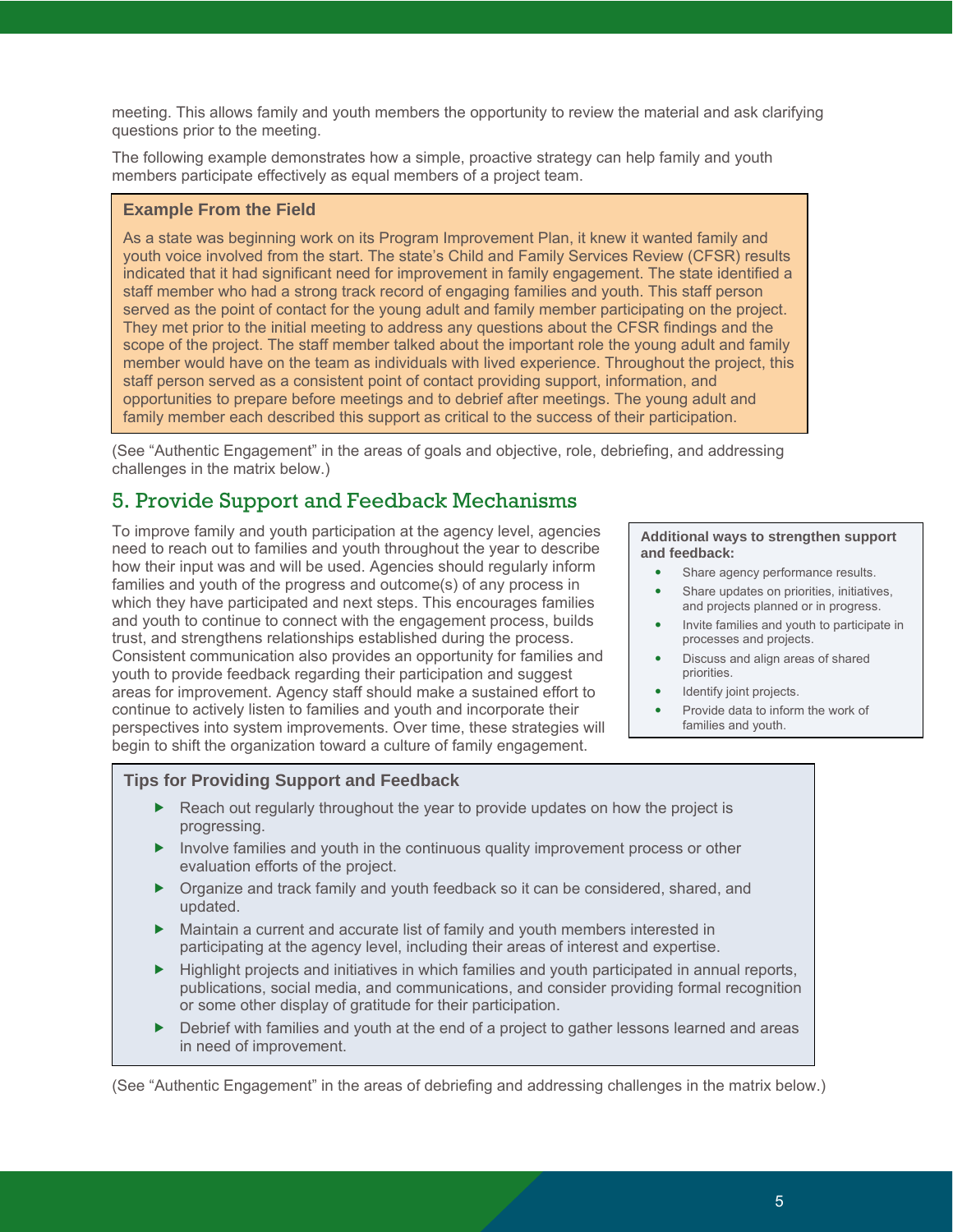meeting. This allows family and youth members the opportunity to review the material and ask clarifying questions prior to the meeting.

The following example demonstrates how a simple, proactive strategy can help family and youth members participate effectively as equal members of a project team.

> **Example From the Field**
>
> As a state was beginning work on its Program Improvement Plan, it knew it wanted family and youth voice involved from the start. The state's Child and Family Services Review (CFSR) results indicated that it had significant need for improvement in family engagement. The state identified a staff member who had a strong track record of engaging families and youth. This staff person served as the point of contact for the young adult and family member participating on the project. They met prior to the initial meeting to address any questions about the CFSR findings and the scope of the project. The staff member talked about the important role the young adult and family member would have on the team as individuals with lived experience. Throughout the project, this staff person served as a consistent point of contact providing support, information, and opportunities to prepare before meetings and to debrief after meetings. The young adult and family member each described this support as critical to the success of their participation.

(See "Authentic Engagement" in the areas of goals and objective, role, debriefing, and addressing challenges in the matrix below.)

## 5. Provide Support and Feedback Mechanisms

To improve family and youth participation at the agency level, agencies need to reach out to families and youth throughout the year to describe how their input was and will be used. Agencies should regularly inform families and youth of the progress and outcome(s) of any process in which they have participated and next steps. This encourages families and youth to continue to connect with the engagement process, builds trust, and strengthens relationships established during the process. Consistent communication also provides an opportunity for families and youth to provide feedback regarding their participation and suggest areas for improvement. Agency staff should make a sustained effort to continue to actively listen to families and youth and incorporate their perspectives into system improvements. Over time, these strategies will begin to shift the organization toward a culture of family engagement.

> **Additional ways to strengthen support and feedback:**
>
> - Share agency performance results.
> - Share updates on priorities, initiatives, and projects planned or in progress.
> - Invite families and youth to participate in processes and projects.
> - Discuss and align areas of shared priorities.
> - Identify joint projects.
> - Provide data to inform the work of families and youth.

> **Tips for Providing Support and Feedback**
>
> - Reach out regularly throughout the year to provide updates on how the project is progressing.
> - Involve families and youth in the continuous quality improvement process or other evaluation efforts of the project.
> - Organize and track family and youth feedback so it can be considered, shared, and updated.
> - Maintain a current and accurate list of family and youth members interested in participating at the agency level, including their areas of interest and expertise.
> - Highlight projects and initiatives in which families and youth participated in annual reports, publications, social media, and communications, and consider providing formal recognition or some other display of gratitude for their participation.
> - Debrief with families and youth at the end of a project to gather lessons learned and areas in need of improvement.

(See "Authentic Engagement" in the areas of debriefing and addressing challenges in the matrix below.)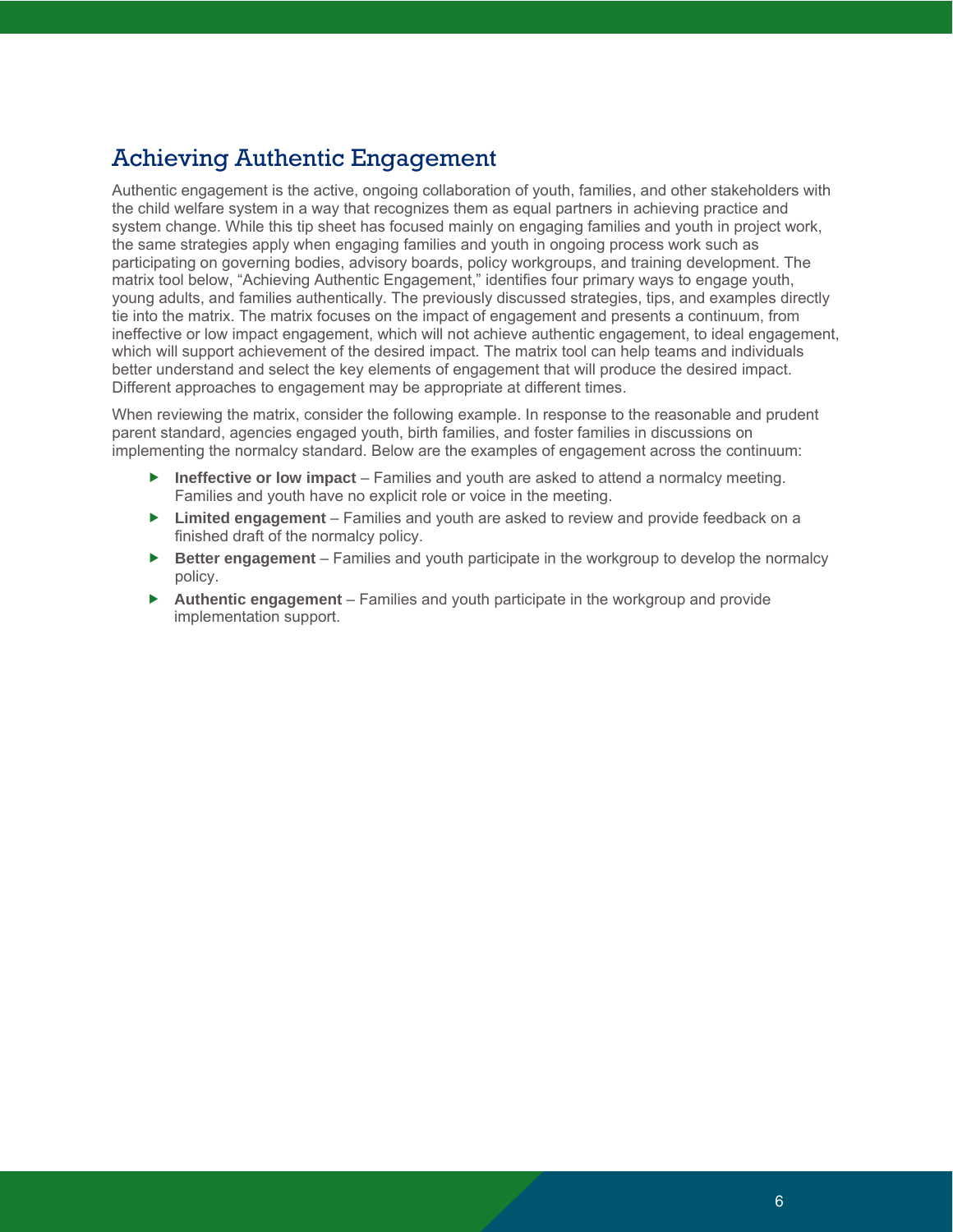## Achieving Authentic Engagement

Authentic engagement is the active, ongoing collaboration of youth, families, and other stakeholders with the child welfare system in a way that recognizes them as equal partners in achieving practice and system change. While this tip sheet has focused mainly on engaging families and youth in project work, the same strategies apply when engaging families and youth in ongoing process work such as participating on governing bodies, advisory boards, policy workgroups, and training development. The matrix tool below, "Achieving Authentic Engagement," identifies four primary ways to engage youth, young adults, and families authentically. The previously discussed strategies, tips, and examples directly tie into the matrix. The matrix focuses on the impact of engagement and presents a continuum, from ineffective or low impact engagement, which will not achieve authentic engagement, to ideal engagement, which will support achievement of the desired impact. The matrix tool can help teams and individuals better understand and select the key elements of engagement that will produce the desired impact. Different approaches to engagement may be appropriate at different times.

When reviewing the matrix, consider the following example. In response to the reasonable and prudent parent standard, agencies engaged youth, birth families, and foster families in discussions on implementing the normalcy standard. Below are the examples of engagement across the continuum:

- **Ineffective or low impact** – Families and youth are asked to attend a normalcy meeting. Families and youth have no explicit role or voice in the meeting.
- **Limited engagement** – Families and youth are asked to review and provide feedback on a finished draft of the normalcy policy.
- **Better engagement** – Families and youth participate in the workgroup to develop the normalcy policy.
- **Authentic engagement** – Families and youth participate in the workgroup and provide implementation support.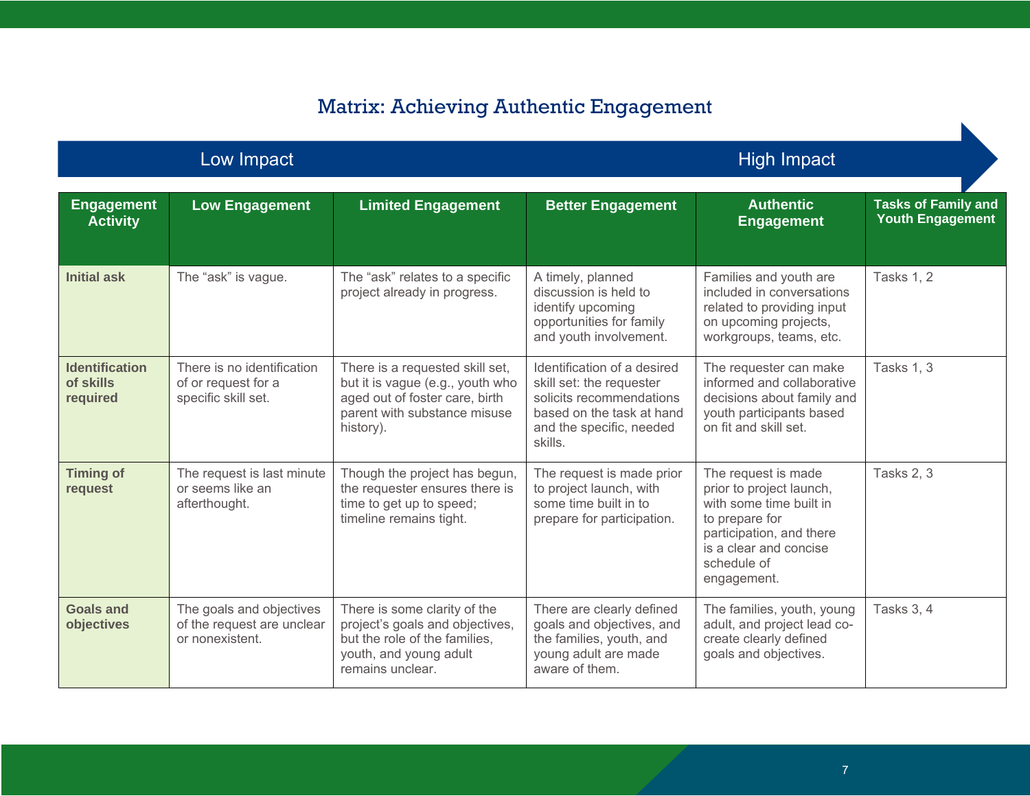## Matrix: Achieving Authentic Engagement

Low Impact → High Impact

| Engagement Activity | Low Engagement | Limited Engagement | Better Engagement | Authentic Engagement | Tasks of Family and Youth Engagement |
|---|---|---|---|---|---|
| **Initial ask** | The “ask” is vague. | The “ask” relates to a specific project already in progress. | A timely, planned discussion is held to identify upcoming opportunities for family and youth involvement. | Families and youth are included in conversations related to providing input on upcoming projects, workgroups, teams, etc. | Tasks 1, 2 |
| **Identification of skills required** | There is no identification of or request for a specific skill set. | There is a requested skill set, but it is vague (e.g., youth who aged out of foster care, birth parent with substance misuse history). | Identification of a desired skill set: the requester solicits recommendations based on the task at hand and the specific, needed skills. | The requester can make informed and collaborative decisions about family and youth participants based on fit and skill set. | Tasks 1, 3 |
| **Timing of request** | The request is last minute or seems like an afterthought. | Though the project has begun, the requester ensures there is time to get up to speed; timeline remains tight. | The request is made prior to project launch, with some time built in to prepare for participation. | The request is made prior to project launch, with some time built in to prepare for participation, and there is a clear and concise schedule of engagement. | Tasks 2, 3 |
| **Goals and objectives** | The goals and objectives of the request are unclear or nonexistent. | There is some clarity of the project’s goals and objectives, but the role of the families, youth, and young adult remains unclear. | There are clearly defined goals and objectives, and the families, youth, and young adult are made aware of them. | The families, youth, young adult, and project lead co-create clearly defined goals and objectives. | Tasks 3, 4 |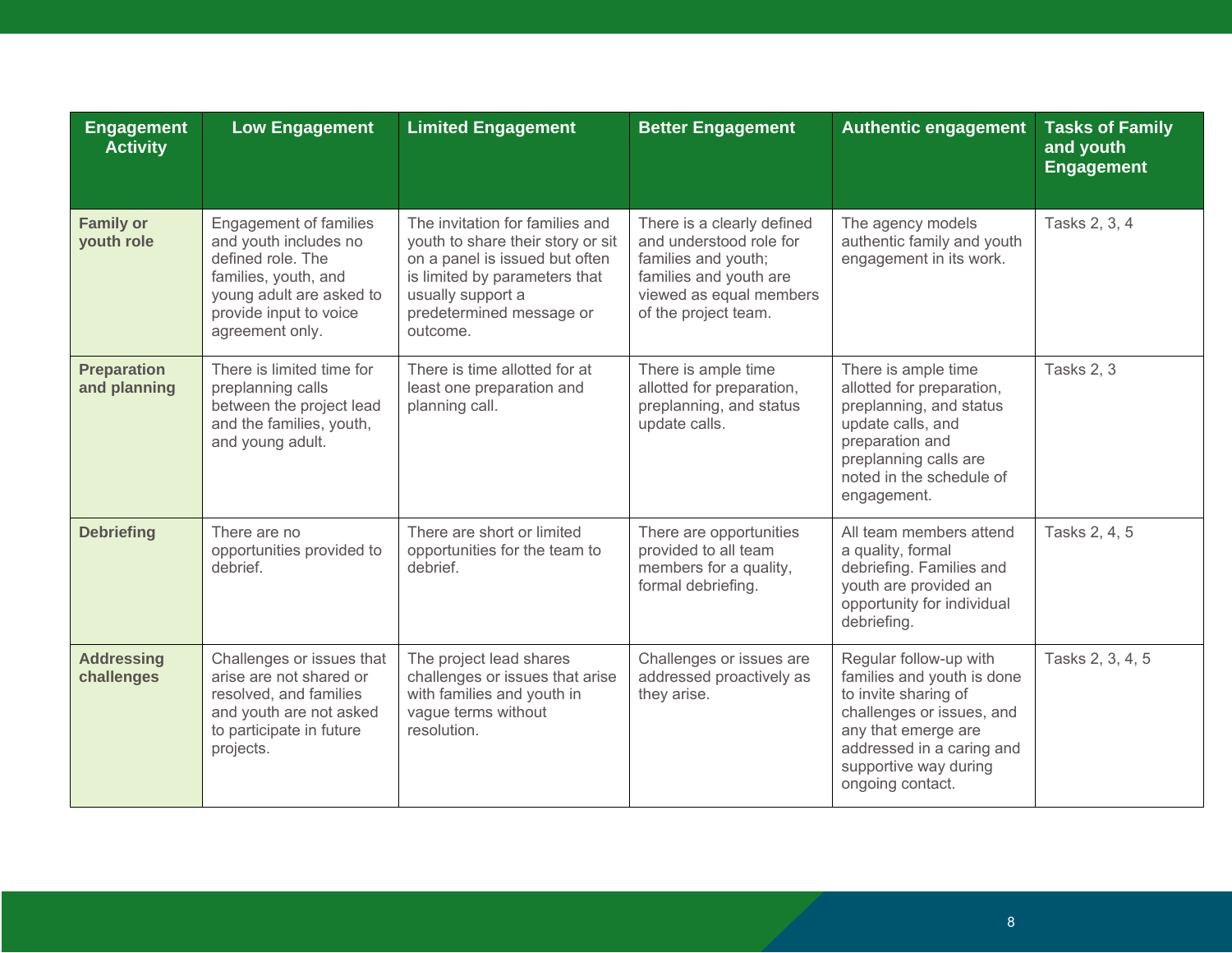| Engagement Activity | Low Engagement | Limited Engagement | Better Engagement | Authentic engagement | Tasks of Family and youth Engagement |
|---|---|---|---|---|---|
| **Family or youth role** | Engagement of families and youth includes no defined role. The families, youth, and young adult are asked to provide input to voice agreement only. | The invitation for families and youth to share their story or sit on a panel is issued but often is limited by parameters that usually support a predetermined message or outcome. | There is a clearly defined and understood role for families and youth; families and youth are viewed as equal members of the project team. | The agency models authentic family and youth engagement in its work. | Tasks 2, 3, 4 |
| **Preparation and planning** | There is limited time for preplanning calls between the project lead and the families, youth, and young adult. | There is time allotted for at least one preparation and planning call. | There is ample time allotted for preparation, preplanning, and status update calls. | There is ample time allotted for preparation, preplanning, and status update calls, and preparation and preplanning calls are noted in the schedule of engagement. | Tasks 2, 3 |
| **Debriefing** | There are no opportunities provided to debrief. | There are short or limited opportunities for the team to debrief. | There are opportunities provided to all team members for a quality, formal debriefing. | All team members attend a quality, formal debriefing. Families and youth are provided an opportunity for individual debriefing. | Tasks 2, 4, 5 |
| **Addressing challenges** | Challenges or issues that arise are not shared or resolved, and families and youth are not asked to participate in future projects. | The project lead shares challenges or issues that arise with families and youth in vague terms without resolution. | Challenges or issues are addressed proactively as they arise. | Regular follow-up with families and youth is done to invite sharing of challenges or issues, and any that emerge are addressed in a caring and supportive way during ongoing contact. | Tasks 2, 3, 4, 5 |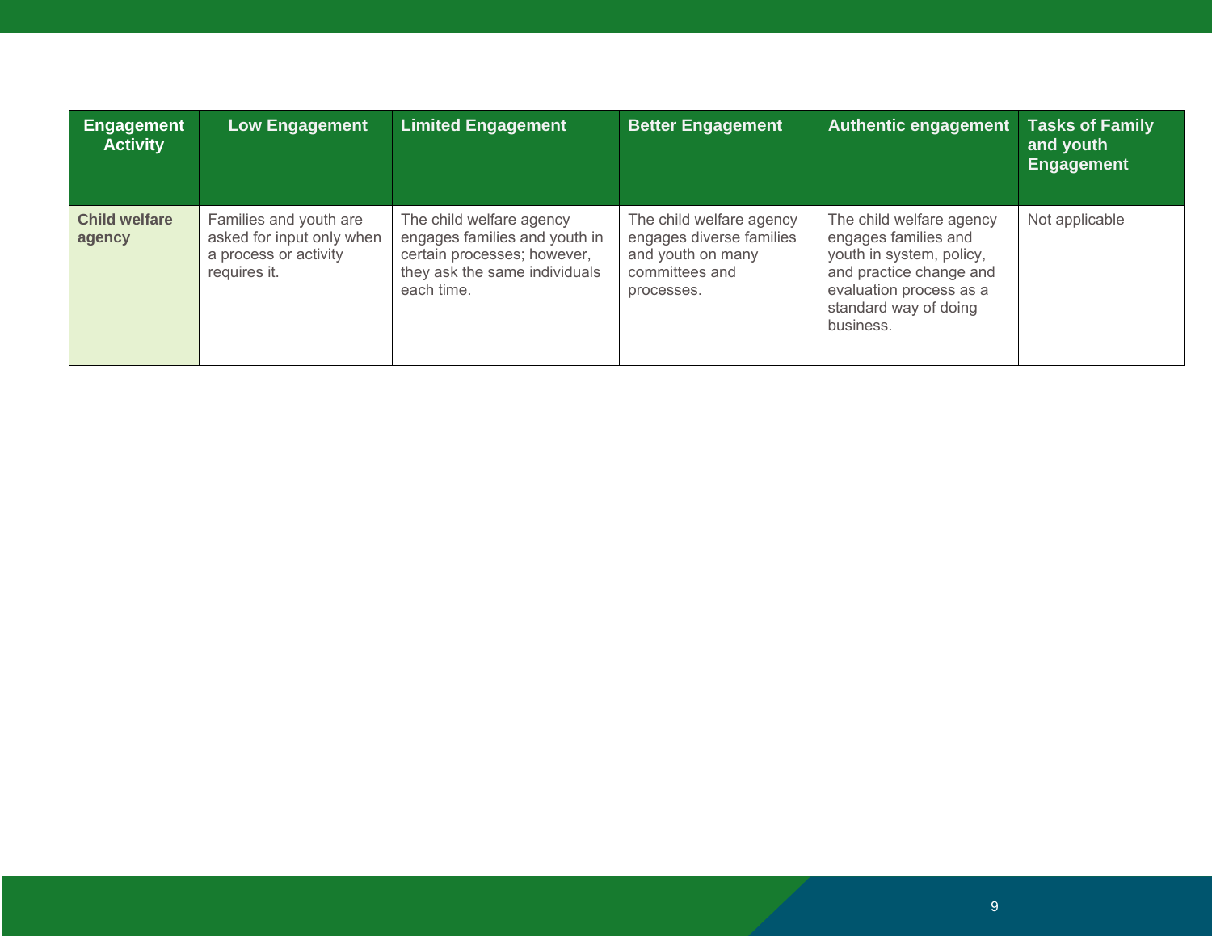| Engagement Activity | Low Engagement | Limited Engagement | Better Engagement | Authentic engagement | Tasks of Family and youth Engagement |
|---|---|---|---|---|---|
| **Child welfare agency** | Families and youth are asked for input only when a process or activity requires it. | The child welfare agency engages families and youth in certain processes; however, they ask the same individuals each time. | The child welfare agency engages diverse families and youth on many committees and processes. | The child welfare agency engages families and youth in system, policy, and practice change and evaluation process as a standard way of doing business. | Not applicable |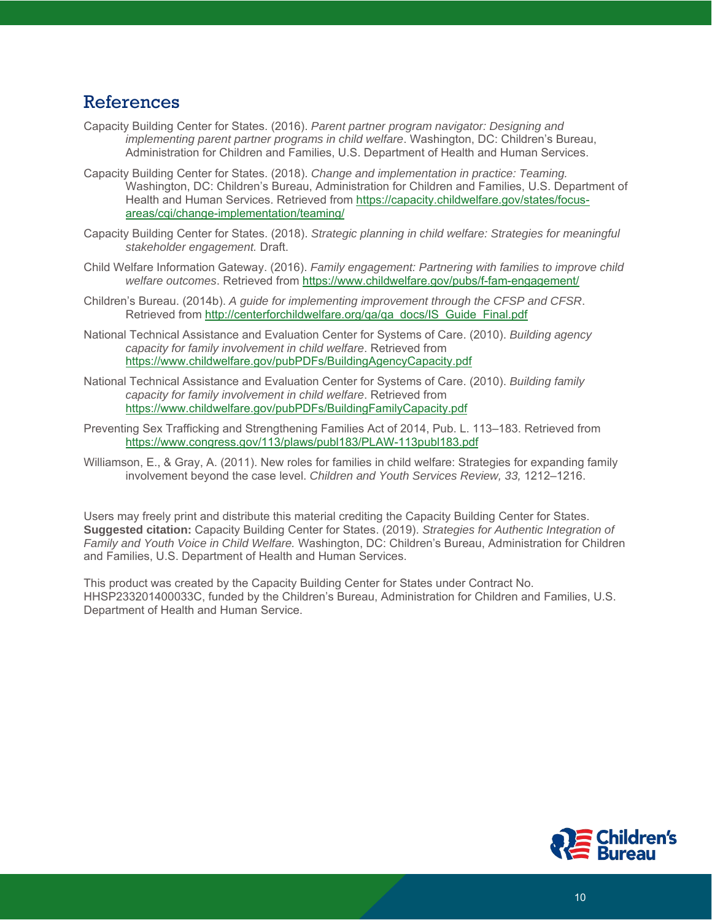## References

Capacity Building Center for States. (2016). *Parent partner program navigator: Designing and implementing parent partner programs in child welfare*. Washington, DC: Children's Bureau, Administration for Children and Families, U.S. Department of Health and Human Services.

Capacity Building Center for States. (2018). *Change and implementation in practice: Teaming.* Washington, DC: Children's Bureau, Administration for Children and Families, U.S. Department of Health and Human Services. Retrieved from https://capacity.childwelfare.gov/states/focus-areas/cqi/change-implementation/teaming/

Capacity Building Center for States. (2018). *Strategic planning in child welfare: Strategies for meaningful stakeholder engagement.* Draft.

Child Welfare Information Gateway. (2016). *Family engagement: Partnering with families to improve child welfare outcomes*. Retrieved from https://www.childwelfare.gov/pubs/f-fam-engagement/

Children's Bureau. (2014b). *A guide for implementing improvement through the CFSP and CFSR*. Retrieved from http://centerforchildwelfare.org/qa/qa_docs/IS_Guide_Final.pdf

National Technical Assistance and Evaluation Center for Systems of Care. (2010). *Building agency capacity for family involvement in child welfare*. Retrieved from https://www.childwelfare.gov/pubPDFs/BuildingAgencyCapacity.pdf

National Technical Assistance and Evaluation Center for Systems of Care. (2010). *Building family capacity for family involvement in child welfare*. Retrieved from https://www.childwelfare.gov/pubPDFs/BuildingFamilyCapacity.pdf

Preventing Sex Trafficking and Strengthening Families Act of 2014, Pub. L. 113–183. Retrieved from https://www.congress.gov/113/plaws/publ183/PLAW-113publ183.pdf

Williamson, E., & Gray, A. (2011). New roles for families in child welfare: Strategies for expanding family involvement beyond the case level. *Children and Youth Services Review, 33,* 1212–1216.

Users may freely print and distribute this material crediting the Capacity Building Center for States. **Suggested citation:** Capacity Building Center for States. (2019). *Strategies for Authentic Integration of Family and Youth Voice in Child Welfare.* Washington, DC: Children's Bureau, Administration for Children and Families, U.S. Department of Health and Human Services.

This product was created by the Capacity Building Center for States under Contract No. HHSP233201400033C, funded by the Children's Bureau, Administration for Children and Families, U.S. Department of Health and Human Service.

Children's Bureau